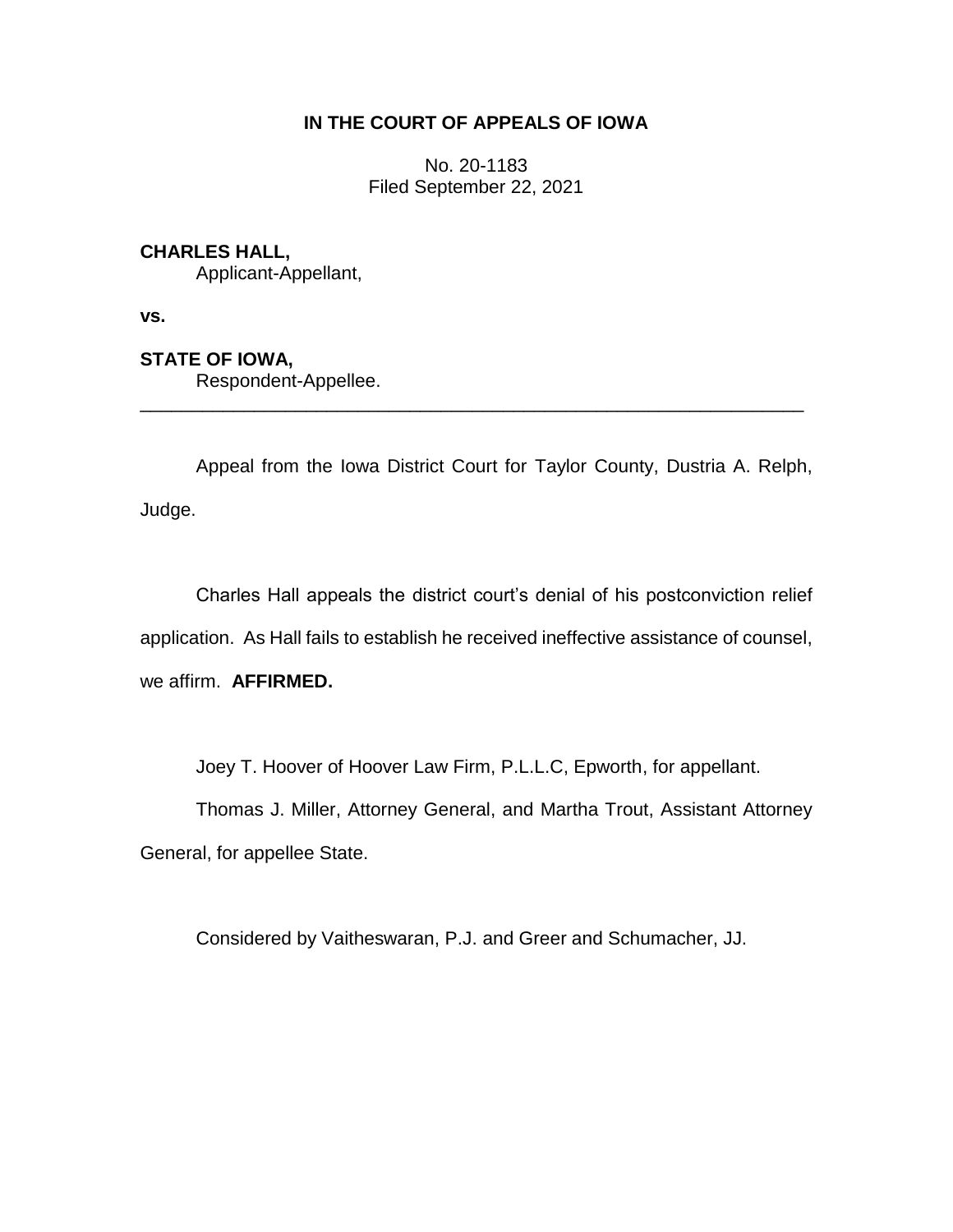**IN THE COURT OF APPEALS OF IOWA**

No. 20-1183
Filed September 22, 2021

**CHARLES HALL,**
Applicant-Appellant,

**vs.**

**STATE OF IOWA,**
Respondent-Appellee.

---

Appeal from the Iowa District Court for Taylor County, Dustria A. Relph, Judge.

Charles Hall appeals the district court's denial of his postconviction relief application. As Hall fails to establish he received ineffective assistance of counsel, we affirm. **AFFIRMED.**

Joey T. Hoover of Hoover Law Firm, P.L.L.C, Epworth, for appellant.

Thomas J. Miller, Attorney General, and Martha Trout, Assistant Attorney General, for appellee State.

Considered by Vaitheswaran, P.J. and Greer and Schumacher, JJ.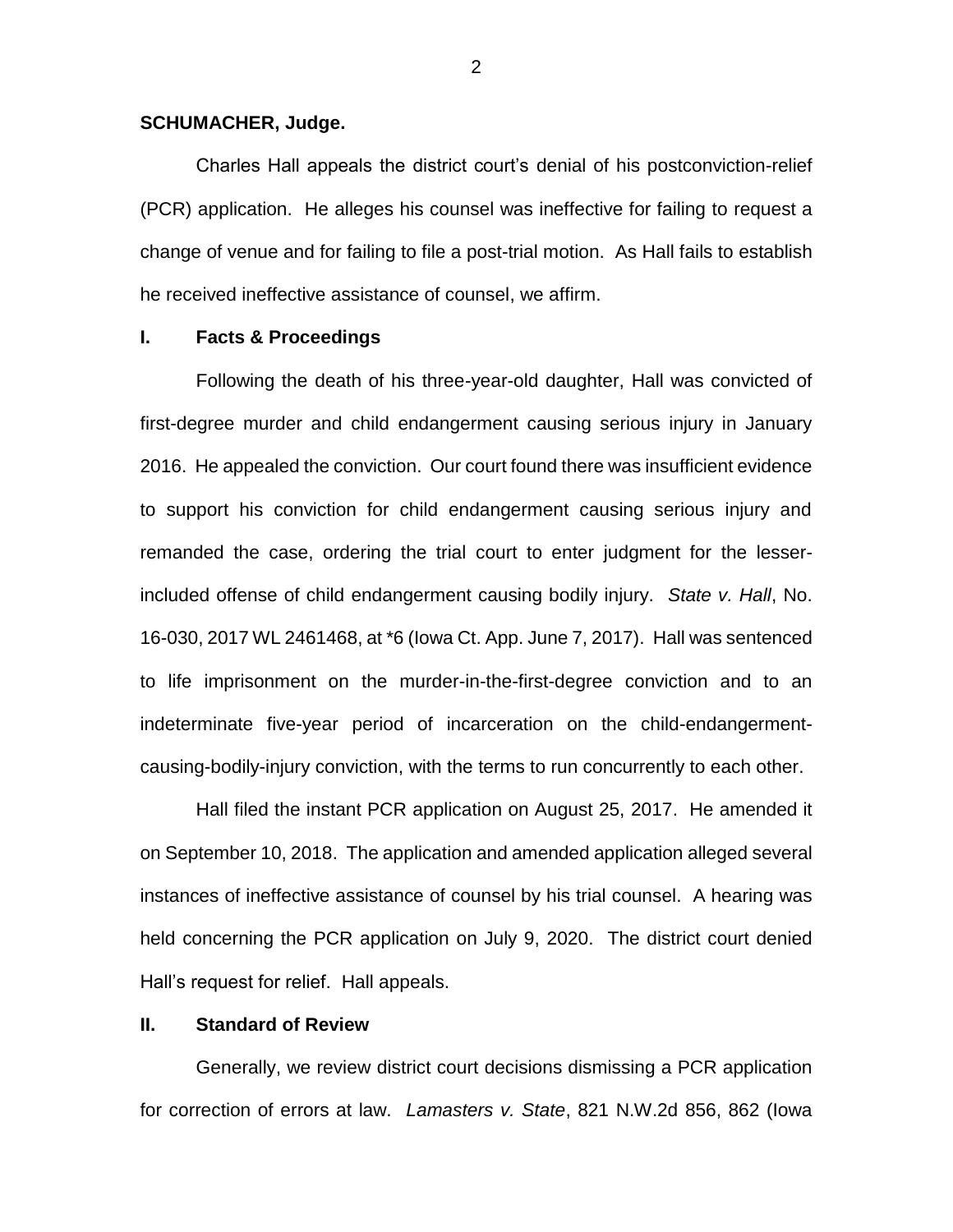**SCHUMACHER, Judge.**

Charles Hall appeals the district court's denial of his postconviction-relief (PCR) application. He alleges his counsel was ineffective for failing to request a change of venue and for failing to file a post-trial motion. As Hall fails to establish he received ineffective assistance of counsel, we affirm.

## I. Facts & Proceedings

Following the death of his three-year-old daughter, Hall was convicted of first-degree murder and child endangerment causing serious injury in January 2016. He appealed the conviction. Our court found there was insufficient evidence to support his conviction for child endangerment causing serious injury and remanded the case, ordering the trial court to enter judgment for the lesser-included offense of child endangerment causing bodily injury. *State v. Hall*, No. 16-030, 2017 WL 2461468, at *6 (Iowa Ct. App. June 7, 2017). Hall was sentenced to life imprisonment on the murder-in-the-first-degree conviction and to an indeterminate five-year period of incarceration on the child-endangerment-causing-bodily-injury conviction, with the terms to run concurrently to each other.

Hall filed the instant PCR application on August 25, 2017. He amended it on September 10, 2018. The application and amended application alleged several instances of ineffective assistance of counsel by his trial counsel. A hearing was held concerning the PCR application on July 9, 2020. The district court denied Hall's request for relief. Hall appeals.

## II. Standard of Review

Generally, we review district court decisions dismissing a PCR application for correction of errors at law. *Lamasters v. State*, 821 N.W.2d 856, 862 (Iowa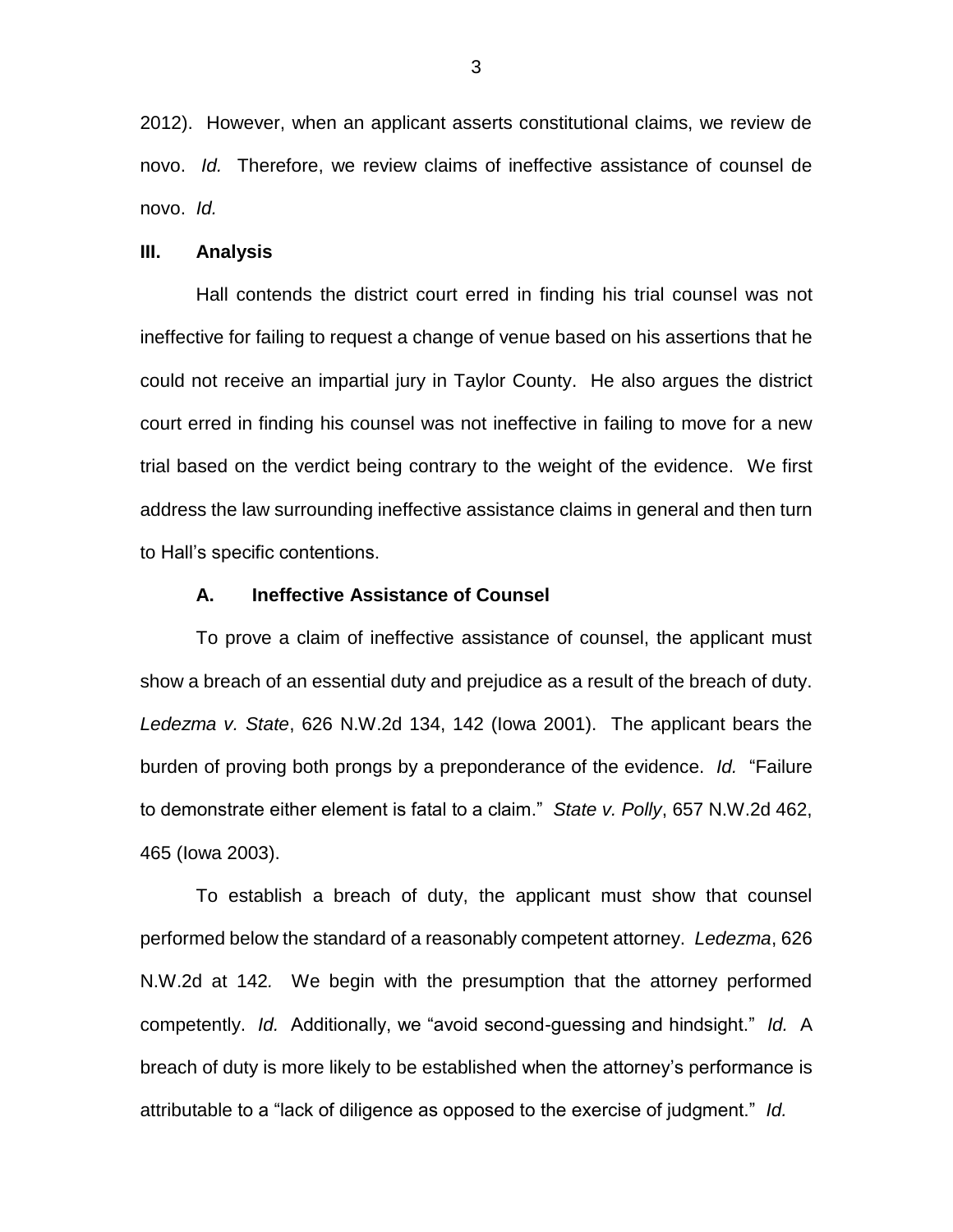2012). However, when an applicant asserts constitutional claims, we review de novo. *Id.* Therefore, we review claims of ineffective assistance of counsel de novo. *Id.*

## III. Analysis

Hall contends the district court erred in finding his trial counsel was not ineffective for failing to request a change of venue based on his assertions that he could not receive an impartial jury in Taylor County. He also argues the district court erred in finding his counsel was not ineffective in failing to move for a new trial based on the verdict being contrary to the weight of the evidence. We first address the law surrounding ineffective assistance claims in general and then turn to Hall's specific contentions.

### A. Ineffective Assistance of Counsel

To prove a claim of ineffective assistance of counsel, the applicant must show a breach of an essential duty and prejudice as a result of the breach of duty. *Ledezma v. State*, 626 N.W.2d 134, 142 (Iowa 2001). The applicant bears the burden of proving both prongs by a preponderance of the evidence. *Id.* "Failure to demonstrate either element is fatal to a claim." *State v. Polly*, 657 N.W.2d 462, 465 (Iowa 2003).

To establish a breach of duty, the applicant must show that counsel performed below the standard of a reasonably competent attorney. *Ledezma*, 626 N.W.2d at 142. We begin with the presumption that the attorney performed competently. *Id.* Additionally, we "avoid second-guessing and hindsight." *Id.* A breach of duty is more likely to be established when the attorney's performance is attributable to a "lack of diligence as opposed to the exercise of judgment." *Id.*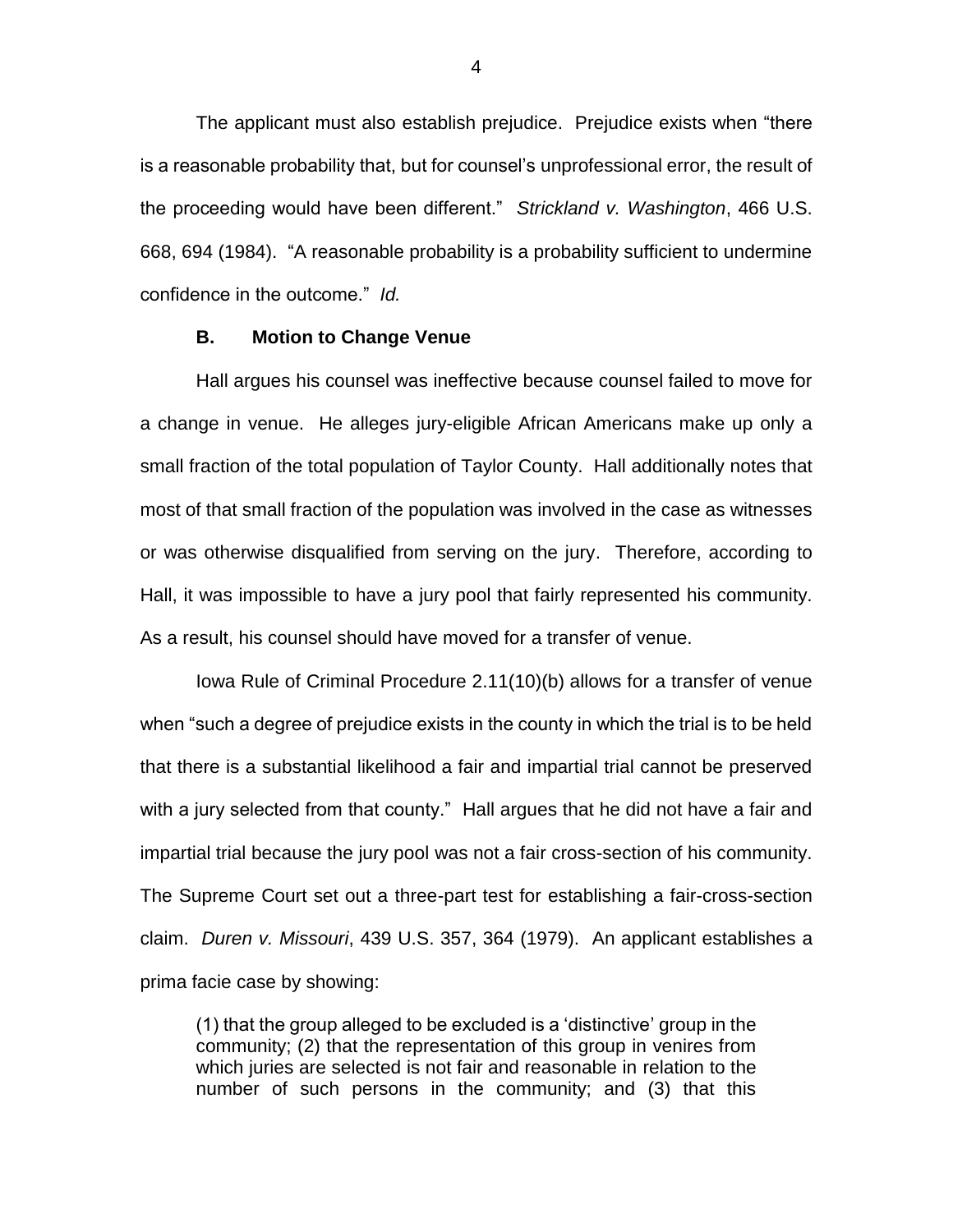The applicant must also establish prejudice. Prejudice exists when "there is a reasonable probability that, but for counsel's unprofessional error, the result of the proceeding would have been different." *Strickland v. Washington*, 466 U.S. 668, 694 (1984). "A reasonable probability is a probability sufficient to undermine confidence in the outcome." *Id.*

### B. Motion to Change Venue

Hall argues his counsel was ineffective because counsel failed to move for a change in venue. He alleges jury-eligible African Americans make up only a small fraction of the total population of Taylor County. Hall additionally notes that most of that small fraction of the population was involved in the case as witnesses or was otherwise disqualified from serving on the jury. Therefore, according to Hall, it was impossible to have a jury pool that fairly represented his community. As a result, his counsel should have moved for a transfer of venue.

Iowa Rule of Criminal Procedure 2.11(10)(b) allows for a transfer of venue when "such a degree of prejudice exists in the county in which the trial is to be held that there is a substantial likelihood a fair and impartial trial cannot be preserved with a jury selected from that county." Hall argues that he did not have a fair and impartial trial because the jury pool was not a fair cross-section of his community. The Supreme Court set out a three-part test for establishing a fair-cross-section claim. *Duren v. Missouri*, 439 U.S. 357, 364 (1979). An applicant establishes a prima facie case by showing:

> (1) that the group alleged to be excluded is a 'distinctive' group in the community; (2) that the representation of this group in venires from which juries are selected is not fair and reasonable in relation to the number of such persons in the community; and (3) that this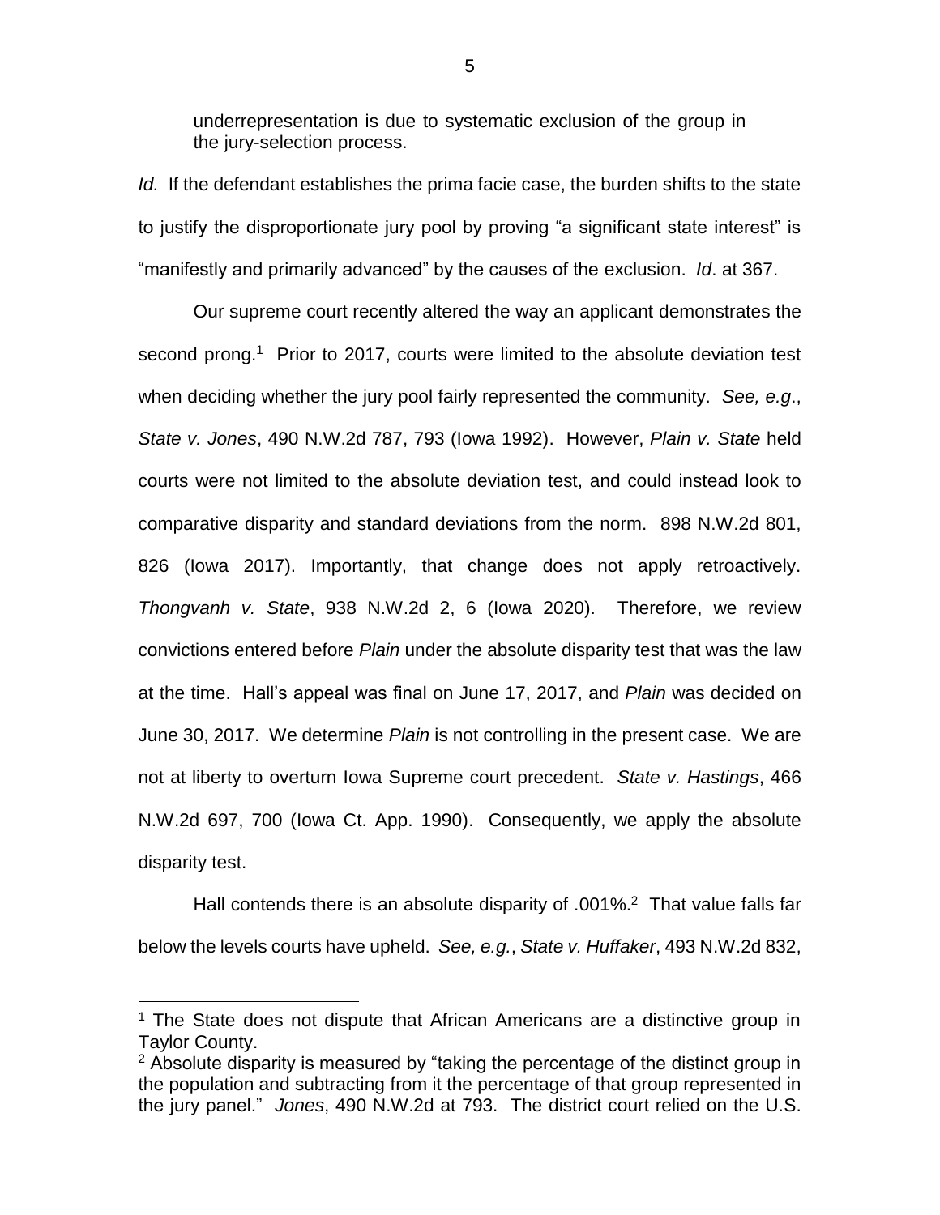underrepresentation is due to systematic exclusion of the group in the jury-selection process.

*Id.* If the defendant establishes the prima facie case, the burden shifts to the state to justify the disproportionate jury pool by proving "a significant state interest" is "manifestly and primarily advanced" by the causes of the exclusion. *Id*. at 367.

Our supreme court recently altered the way an applicant demonstrates the second prong.[1] Prior to 2017, courts were limited to the absolute deviation test when deciding whether the jury pool fairly represented the community. *See, e.g.*, *State v. Jones*, 490 N.W.2d 787, 793 (Iowa 1992). However, *Plain v. State* held courts were not limited to the absolute deviation test, and could instead look to comparative disparity and standard deviations from the norm. 898 N.W.2d 801, 826 (Iowa 2017). Importantly, that change does not apply retroactively. *Thongvanh v. State*, 938 N.W.2d 2, 6 (Iowa 2020). Therefore, we review convictions entered before *Plain* under the absolute disparity test that was the law at the time. Hall's appeal was final on June 17, 2017, and *Plain* was decided on June 30, 2017. We determine *Plain* is not controlling in the present case. We are not at liberty to overturn Iowa Supreme court precedent. *State v. Hastings*, 466 N.W.2d 697, 700 (Iowa Ct. App. 1990). Consequently, we apply the absolute disparity test.

Hall contends there is an absolute disparity of .001%.[2] That value falls far below the levels courts have upheld. *See, e.g.*, *State v. Huffaker*, 493 N.W.2d 832,

---

[1] The State does not dispute that African Americans are a distinctive group in Taylor County.

[2] Absolute disparity is measured by "taking the percentage of the distinct group in the population and subtracting from it the percentage of that group represented in the jury panel." *Jones*, 490 N.W.2d at 793. The district court relied on the U.S.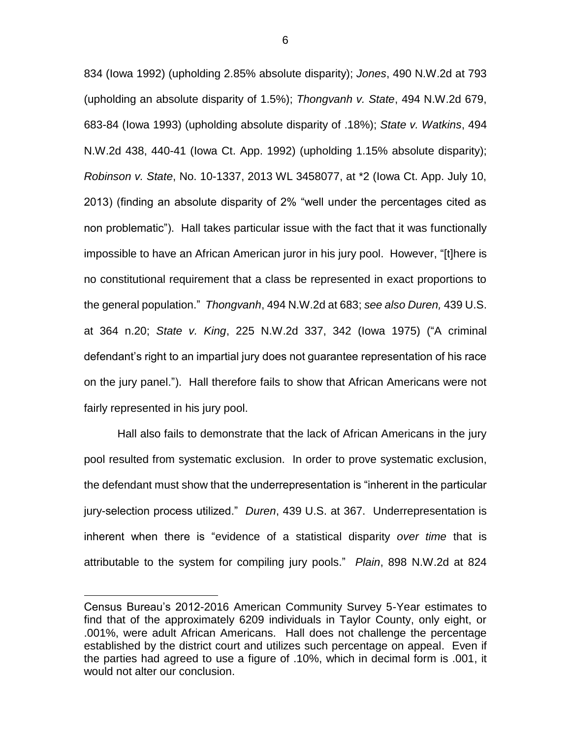834 (Iowa 1992) (upholding 2.85% absolute disparity); *Jones*, 490 N.W.2d at 793 (upholding an absolute disparity of 1.5%); *Thongvanh v. State*, 494 N.W.2d 679, 683-84 (Iowa 1993) (upholding absolute disparity of .18%); *State v. Watkins*, 494 N.W.2d 438, 440-41 (Iowa Ct. App. 1992) (upholding 1.15% absolute disparity); *Robinson v. State*, No. 10-1337, 2013 WL 3458077, at *2 (Iowa Ct. App. July 10, 2013) (finding an absolute disparity of 2% "well under the percentages cited as non problematic"). Hall takes particular issue with the fact that it was functionally impossible to have an African American juror in his jury pool. However, "[t]here is no constitutional requirement that a class be represented in exact proportions to the general population." *Thongvanh*, 494 N.W.2d at 683; *see also Duren,* 439 U.S. at 364 n.20; *State v. King*, 225 N.W.2d 337, 342 (Iowa 1975) ("A criminal defendant's right to an impartial jury does not guarantee representation of his race on the jury panel."). Hall therefore fails to show that African Americans were not fairly represented in his jury pool.

Hall also fails to demonstrate that the lack of African Americans in the jury pool resulted from systematic exclusion. In order to prove systematic exclusion, the defendant must show that the underrepresentation is "inherent in the particular jury-selection process utilized." *Duren*, 439 U.S. at 367. Underrepresentation is inherent when there is "evidence of a statistical disparity *over time* that is attributable to the system for compiling jury pools." *Plain*, 898 N.W.2d at 824

---

Census Bureau's 2012-2016 American Community Survey 5-Year estimates to find that of the approximately 6209 individuals in Taylor County, only eight, or .001%, were adult African Americans. Hall does not challenge the percentage established by the district court and utilizes such percentage on appeal. Even if the parties had agreed to use a figure of .10%, which in decimal form is .001, it would not alter our conclusion.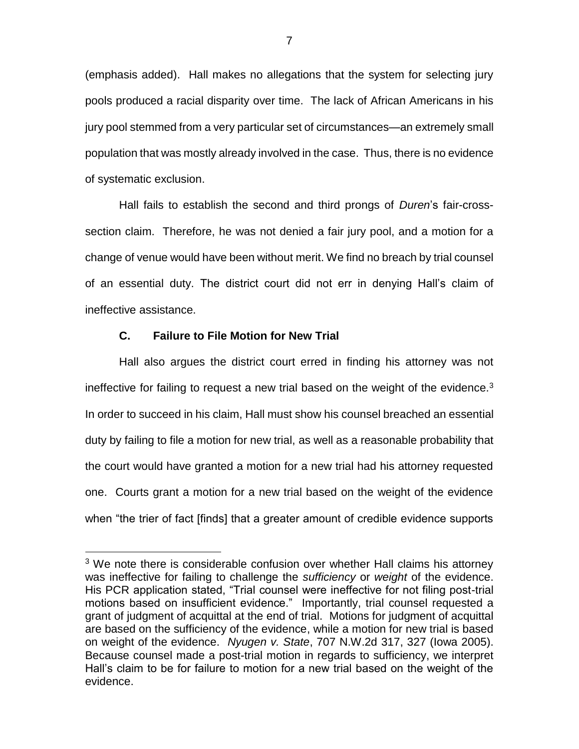(emphasis added). Hall makes no allegations that the system for selecting jury pools produced a racial disparity over time. The lack of African Americans in his jury pool stemmed from a very particular set of circumstances—an extremely small population that was mostly already involved in the case. Thus, there is no evidence of systematic exclusion.

Hall fails to establish the second and third prongs of *Duren*'s fair-cross-section claim. Therefore, he was not denied a fair jury pool, and a motion for a change of venue would have been without merit. We find no breach by trial counsel of an essential duty. The district court did not err in denying Hall's claim of ineffective assistance.

### C. Failure to File Motion for New Trial

Hall also argues the district court erred in finding his attorney was not ineffective for failing to request a new trial based on the weight of the evidence.[3] In order to succeed in his claim, Hall must show his counsel breached an essential duty by failing to file a motion for new trial, as well as a reasonable probability that the court would have granted a motion for a new trial had his attorney requested one. Courts grant a motion for a new trial based on the weight of the evidence when "the trier of fact [finds] that a greater amount of credible evidence supports

---

[3] We note there is considerable confusion over whether Hall claims his attorney was ineffective for failing to challenge the *sufficiency* or *weight* of the evidence. His PCR application stated, "Trial counsel were ineffective for not filing post-trial motions based on insufficient evidence." Importantly, trial counsel requested a grant of judgment of acquittal at the end of trial. Motions for judgment of acquittal are based on the sufficiency of the evidence, while a motion for new trial is based on weight of the evidence. *Nyugen v. State*, 707 N.W.2d 317, 327 (Iowa 2005). Because counsel made a post-trial motion in regards to sufficiency, we interpret Hall's claim to be for failure to motion for a new trial based on the weight of the evidence.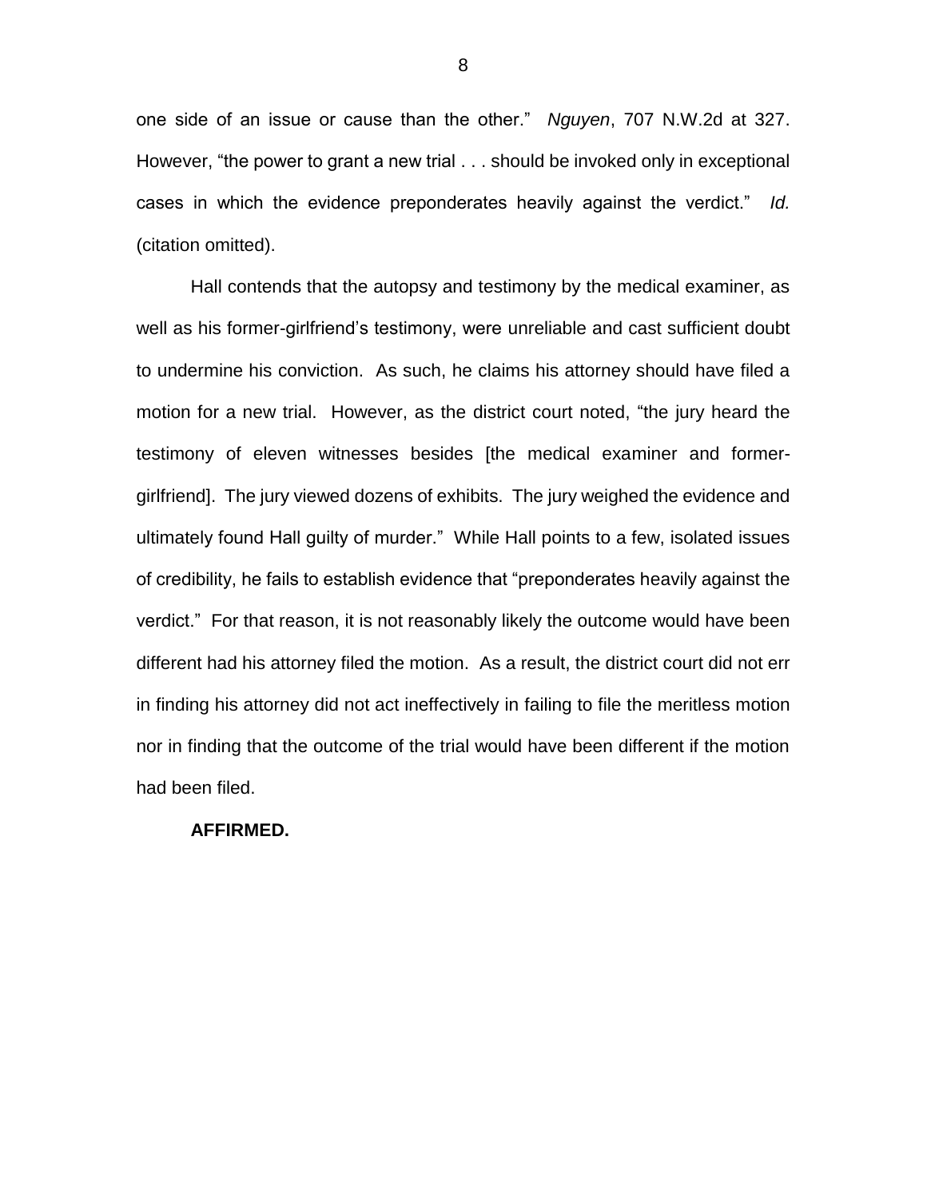one side of an issue or cause than the other." *Nguyen*, 707 N.W.2d at 327. However, "the power to grant a new trial . . . should be invoked only in exceptional cases in which the evidence preponderates heavily against the verdict." *Id.* (citation omitted).

Hall contends that the autopsy and testimony by the medical examiner, as well as his former-girlfriend's testimony, were unreliable and cast sufficient doubt to undermine his conviction. As such, he claims his attorney should have filed a motion for a new trial. However, as the district court noted, "the jury heard the testimony of eleven witnesses besides [the medical examiner and former-girlfriend]. The jury viewed dozens of exhibits. The jury weighed the evidence and ultimately found Hall guilty of murder." While Hall points to a few, isolated issues of credibility, he fails to establish evidence that "preponderates heavily against the verdict." For that reason, it is not reasonably likely the outcome would have been different had his attorney filed the motion. As a result, the district court did not err in finding his attorney did not act ineffectively in failing to file the meritless motion nor in finding that the outcome of the trial would have been different if the motion had been filed.

**AFFIRMED.**